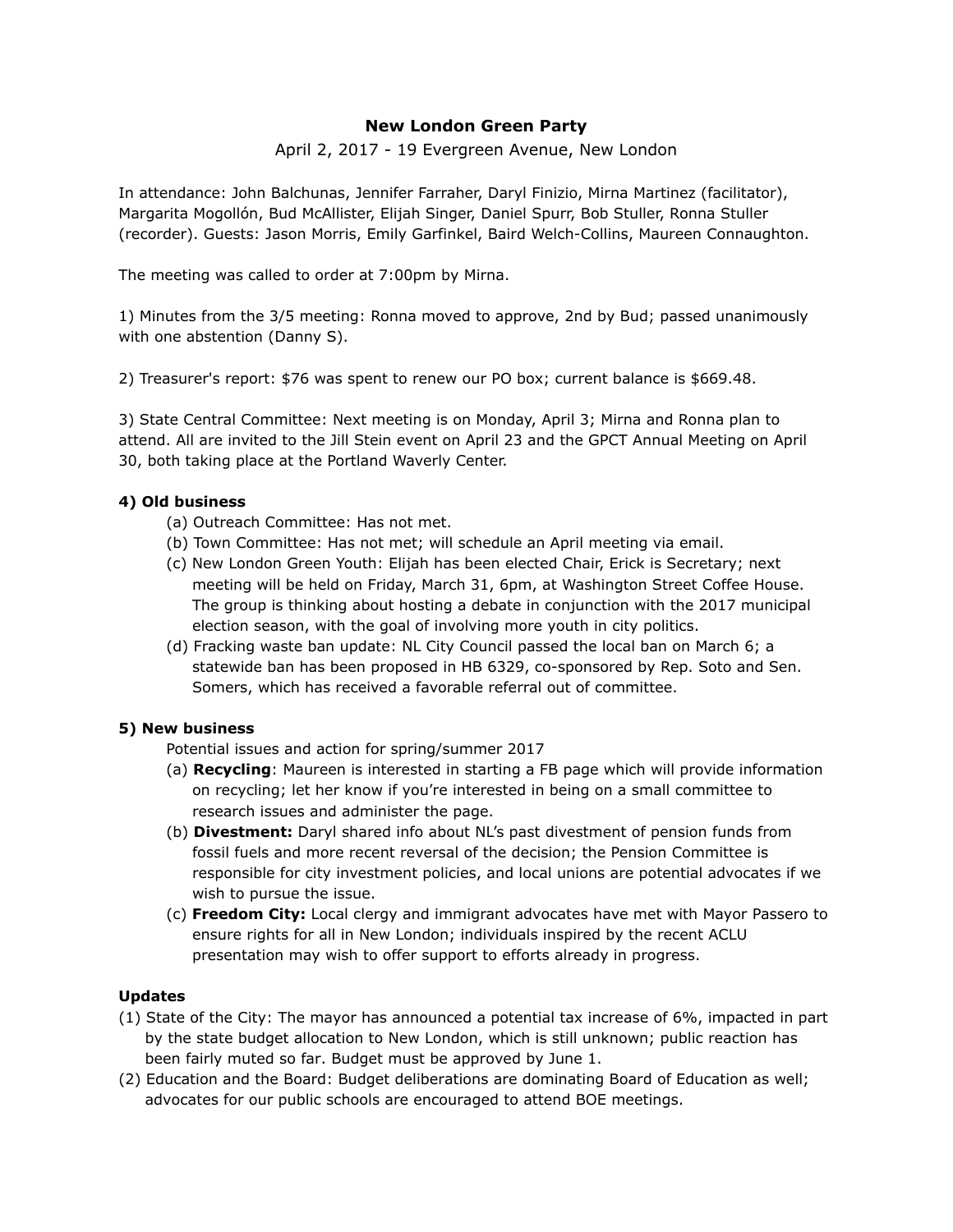# New London Green Party

April 2, 2017 - 19 Evergreen Avenue, New London

In attendance: John Balchunas, Jennifer Farraher, Daryl Finizio, Mirna Martinez (facilitator), Margarita Mogollón, Bud McAllister, Elijah Singer, Daniel Spurr, Bob Stuller, Ronna Stuller (recorder). Guests: Jason Morris, Emily Garfinkel, Baird Welch-Collins, Maureen Connaughton.

The meeting was called to order at 7:00pm by Mirna.

1) Minutes from the 3/5 meeting: Ronna moved to approve, 2nd by Bud; passed unanimously with one abstention (Danny S).

2) Treasurer's report: $76 was spent to renew our PO box; current balance is $669.48.

3) State Central Committee: Next meeting is on Monday, April 3; Mirna and Ronna plan to attend. All are invited to the Jill Stein event on April 23 and the GPCT Annual Meeting on April 30, both taking place at the Portland Waverly Center.

**4) Old business**

- (a) Outreach Committee: Has not met.
- (b) Town Committee: Has not met; will schedule an April meeting via email.
- (c) New London Green Youth: Elijah has been elected Chair, Erick is Secretary; next meeting will be held on Friday, March 31, 6pm, at Washington Street Coffee House. The group is thinking about hosting a debate in conjunction with the 2017 municipal election season, with the goal of involving more youth in city politics.
- (d) Fracking waste ban update: NL City Council passed the local ban on March 6; a statewide ban has been proposed in HB 6329, co-sponsored by Rep. Soto and Sen. Somers, which has received a favorable referral out of committee.

**5) New business**

Potential issues and action for spring/summer 2017

- (a) **Recycling**: Maureen is interested in starting a FB page which will provide information on recycling; let her know if you're interested in being on a small committee to research issues and administer the page.
- (b) **Divestment:** Daryl shared info about NL's past divestment of pension funds from fossil fuels and more recent reversal of the decision; the Pension Committee is responsible for city investment policies, and local unions are potential advocates if we wish to pursue the issue.
- (c) **Freedom City:** Local clergy and immigrant advocates have met with Mayor Passero to ensure rights for all in New London; individuals inspired by the recent ACLU presentation may wish to offer support to efforts already in progress.

**Updates**

(1) State of the City: The mayor has announced a potential tax increase of 6%, impacted in part by the state budget allocation to New London, which is still unknown; public reaction has been fairly muted so far. Budget must be approved by June 1.

(2) Education and the Board: Budget deliberations are dominating Board of Education as well; advocates for our public schools are encouraged to attend BOE meetings.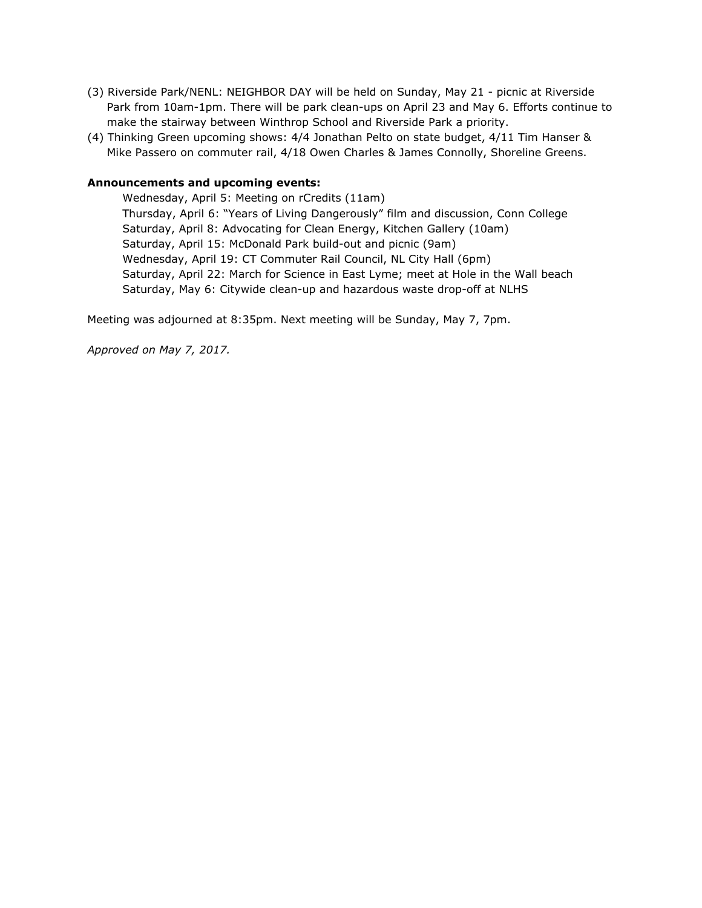(3) Riverside Park/NENL: NEIGHBOR DAY will be held on Sunday, May 21 - picnic at Riverside Park from 10am-1pm. There will be park clean-ups on April 23 and May 6. Efforts continue to make the stairway between Winthrop School and Riverside Park a priority.

(4) Thinking Green upcoming shows: 4/4 Jonathan Pelto on state budget, 4/11 Tim Hanser & Mike Passero on commuter rail, 4/18 Owen Charles & James Connolly, Shoreline Greens.

**Announcements and upcoming events:**

Wednesday, April 5: Meeting on rCredits (11am)
Thursday, April 6: "Years of Living Dangerously" film and discussion, Conn College
Saturday, April 8: Advocating for Clean Energy, Kitchen Gallery (10am)
Saturday, April 15: McDonald Park build-out and picnic (9am)
Wednesday, April 19: CT Commuter Rail Council, NL City Hall (6pm)
Saturday, April 22: March for Science in East Lyme; meet at Hole in the Wall beach
Saturday, May 6: Citywide clean-up and hazardous waste drop-off at NLHS

Meeting was adjourned at 8:35pm. Next meeting will be Sunday, May 7, 7pm.

*Approved on May 7, 2017.*